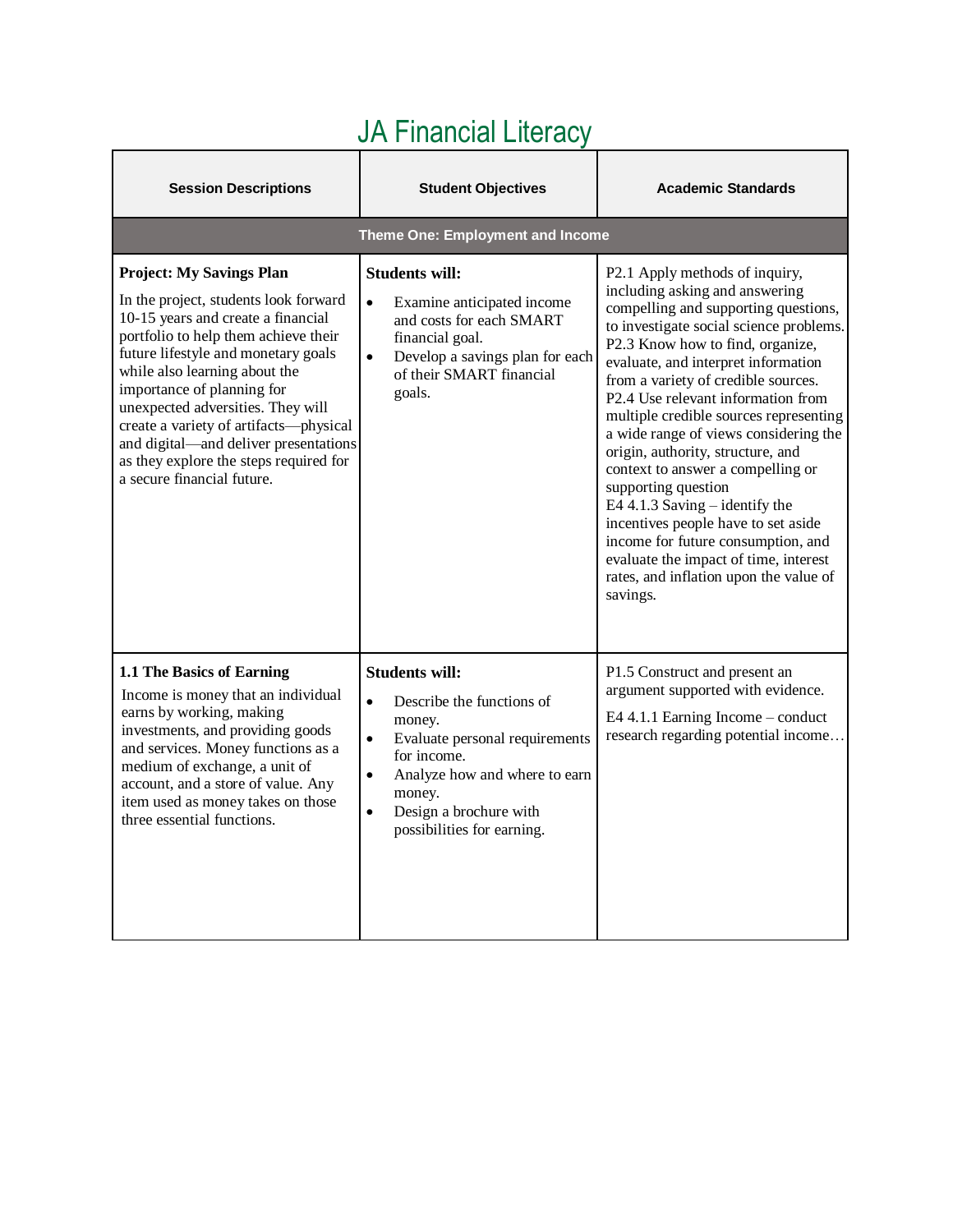# JA Financial Literacy

| Session Descriptions | Student Objectives | Academic Standards |
|---|---|---|
| **Theme One: Employment and Income** | | |
| **Project: My Savings Plan**<br>In the project, students look forward 10-15 years and create a financial portfolio to help them achieve their future lifestyle and monetary goals while also learning about the importance of planning for unexpected adversities. They will create a variety of artifacts—physical and digital—and deliver presentations as they explore the steps required for a secure financial future. | **Students will:**<br>• Examine anticipated income and costs for each SMART financial goal.<br>• Develop a savings plan for each of their SMART financial goals. | P2.1 Apply methods of inquiry, including asking and answering compelling and supporting questions, to investigate social science problems.<br>P2.3 Know how to find, organize, evaluate, and interpret information from a variety of credible sources.<br>P2.4 Use relevant information from multiple credible sources representing a wide range of views considering the origin, authority, structure, and context to answer a compelling or supporting question<br>E4 4.1.3 Saving – identify the incentives people have to set aside income for future consumption, and evaluate the impact of time, interest rates, and inflation upon the value of savings. |
| **1.1 The Basics of Earning**<br>Income is money that an individual earns by working, making investments, and providing goods and services. Money functions as a medium of exchange, a unit of account, and a store of value. Any item used as money takes on those three essential functions. | **Students will:**<br>• Describe the functions of money.<br>• Evaluate personal requirements for income.<br>• Analyze how and where to earn money.<br>• Design a brochure with possibilities for earning. | P1.5 Construct and present an argument supported with evidence.<br>E4 4.1.1 Earning Income – conduct research regarding potential income… |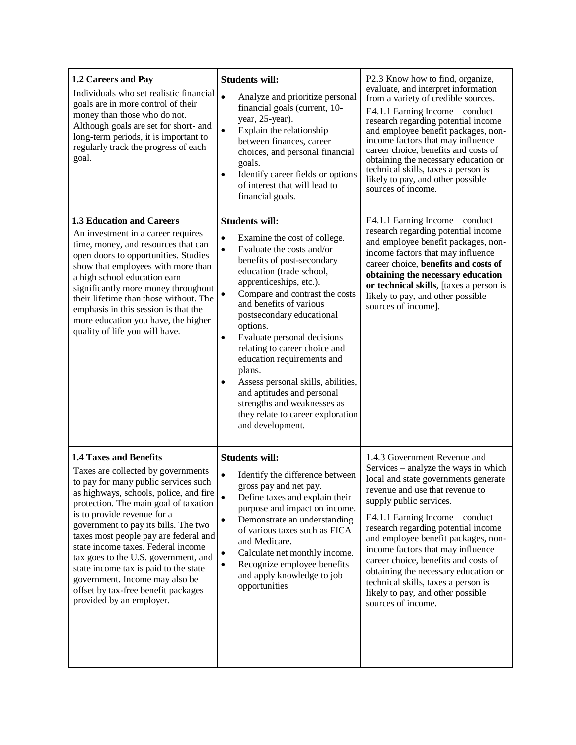| | | |
|---|---|---|
| **1.2 Careers and Pay**<br>Individuals who set realistic financial goals are in more control of their money than those who do not. Although goals are set for short- and long-term periods, it is important to regularly track the progress of each goal. | **Students will:**<br>• Analyze and prioritize personal financial goals (current, 10-year, 25-year).<br>• Explain the relationship between finances, career choices, and personal financial goals.<br>• Identify career fields or options of interest that will lead to financial goals. | P2.3 Know how to find, organize, evaluate, and interpret information from a variety of credible sources.<br>E4.1.1 Earning Income – conduct research regarding potential income and employee benefit packages, non-income factors that may influence career choice, benefits and costs of obtaining the necessary education or technical skills, taxes a person is likely to pay, and other possible sources of income. |
| **1.3 Education and Careers**<br>An investment in a career requires time, money, and resources that can open doors to opportunities. Studies show that employees with more than a high school education earn significantly more money throughout their lifetime than those without. The emphasis in this session is that the more education you have, the higher quality of life you will have. | **Students will:**<br>• Examine the cost of college.<br>• Evaluate the costs and/or benefits of post-secondary education (trade school, apprenticeships, etc.).<br>• Compare and contrast the costs and benefits of various postsecondary educational options.<br>• Evaluate personal decisions relating to career choice and education requirements and plans.<br>• Assess personal skills, abilities, and aptitudes and personal strengths and weaknesses as they relate to career exploration and development. | E4.1.1 Earning Income – conduct research regarding potential income and employee benefit packages, non-income factors that may influence career choice, **benefits and costs of obtaining the necessary education or technical skills**, [taxes a person is likely to pay, and other possible sources of income]. |
| **1.4 Taxes and Benefits**<br>Taxes are collected by governments to pay for many public services such as highways, schools, police, and fire protection. The main goal of taxation is to provide revenue for a government to pay its bills. The two taxes most people pay are federal and state income taxes. Federal income tax goes to the U.S. government, and state income tax is paid to the state government. Income may also be offset by tax-free benefit packages provided by an employer. | **Students will:**<br>• Identify the difference between gross pay and net pay.<br>• Define taxes and explain their purpose and impact on income.<br>• Demonstrate an understanding of various taxes such as FICA and Medicare.<br>• Calculate net monthly income.<br>• Recognize employee benefits and apply knowledge to job opportunities | 1.4.3 Government Revenue and Services – analyze the ways in which local and state governments generate revenue and use that revenue to supply public services.<br>E4.1.1 Earning Income – conduct research regarding potential income and employee benefit packages, non-income factors that may influence career choice, benefits and costs of obtaining the necessary education or technical skills, taxes a person is likely to pay, and other possible sources of income. |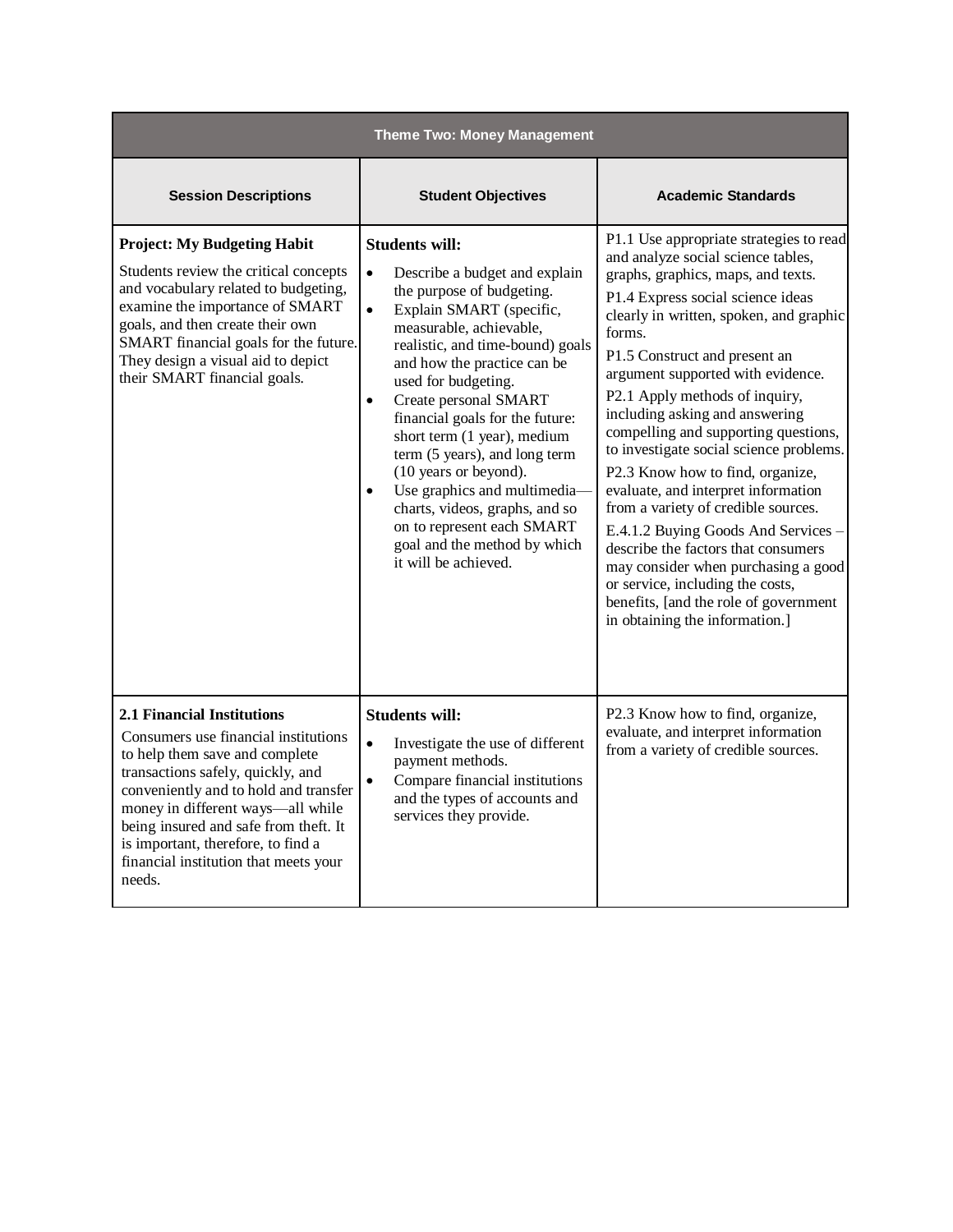| Theme Two: Money Management | | |
|---|---|---|
| **Session Descriptions** | **Student Objectives** | **Academic Standards** |
| **Project: My Budgeting Habit**<br>Students review the critical concepts and vocabulary related to budgeting, examine the importance of SMART goals, and then create their own SMART financial goals for the future. They design a visual aid to depict their SMART financial goals. | **Students will:**<br>• Describe a budget and explain the purpose of budgeting.<br>• Explain SMART (specific, measurable, achievable, realistic, and time-bound) goals and how the practice can be used for budgeting.<br>• Create personal SMART financial goals for the future: short term (1 year), medium term (5 years), and long term (10 years or beyond).<br>• Use graphics and multimedia—charts, videos, graphs, and so on to represent each SMART goal and the method by which it will be achieved. | P1.1 Use appropriate strategies to read and analyze social science tables, graphs, graphics, maps, and texts.<br>P1.4 Express social science ideas clearly in written, spoken, and graphic forms.<br>P1.5 Construct and present an argument supported with evidence.<br>P2.1 Apply methods of inquiry, including asking and answering compelling and supporting questions, to investigate social science problems.<br>P2.3 Know how to find, organize, evaluate, and interpret information from a variety of credible sources.<br>E.4.1.2 Buying Goods And Services – describe the factors that consumers may consider when purchasing a good or service, including the costs, benefits, [and the role of government in obtaining the information.] |
| **2.1 Financial Institutions**<br>Consumers use financial institutions to help them save and complete transactions safely, quickly, and conveniently and to hold and transfer money in different ways—all while being insured and safe from theft. It is important, therefore, to find a financial institution that meets your needs. | **Students will:**<br>• Investigate the use of different payment methods.<br>• Compare financial institutions and the types of accounts and services they provide. | P2.3 Know how to find, organize, evaluate, and interpret information from a variety of credible sources. |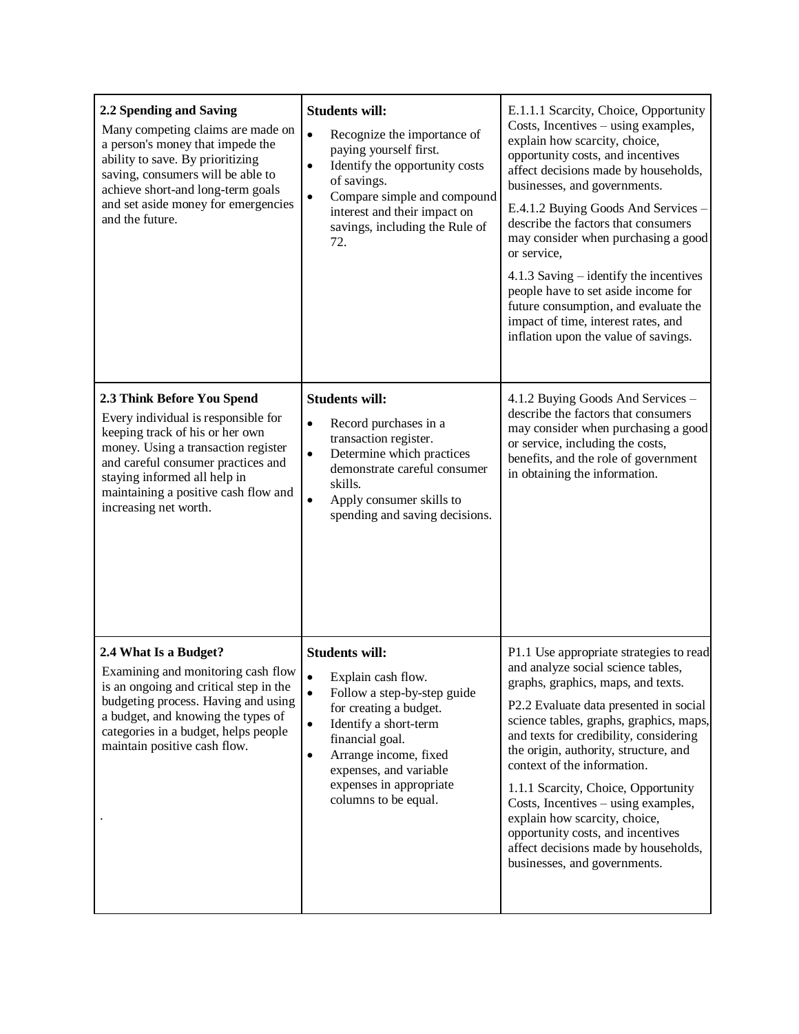| | | |
|---|---|---|
| **2.2 Spending and Saving**<br>Many competing claims are made on a person's money that impede the ability to save. By prioritizing saving, consumers will be able to achieve short-and long-term goals and set aside money for emergencies and the future. | **Students will:**<br>• Recognize the importance of paying yourself first.<br>• Identify the opportunity costs of savings.<br>• Compare simple and compound interest and their impact on savings, including the Rule of 72. | E.1.1.1 Scarcity, Choice, Opportunity Costs, Incentives – using examples, explain how scarcity, choice, opportunity costs, and incentives affect decisions made by households, businesses, and governments.<br>E.4.1.2 Buying Goods And Services – describe the factors that consumers may consider when purchasing a good or service,<br>4.1.3 Saving – identify the incentives people have to set aside income for future consumption, and evaluate the impact of time, interest rates, and inflation upon the value of savings. |
| **2.3 Think Before You Spend**<br>Every individual is responsible for keeping track of his or her own money. Using a transaction register and careful consumer practices and staying informed all help in maintaining a positive cash flow and increasing net worth. | **Students will:**<br>• Record purchases in a transaction register.<br>• Determine which practices demonstrate careful consumer skills.<br>• Apply consumer skills to spending and saving decisions. | 4.1.2 Buying Goods And Services – describe the factors that consumers may consider when purchasing a good or service, including the costs, benefits, and the role of government in obtaining the information. |
| **2.4 What Is a Budget?**<br>Examining and monitoring cash flow is an ongoing and critical step in the budgeting process. Having and using a budget, and knowing the types of categories in a budget, helps people maintain positive cash flow.<br>. | **Students will:**<br>• Explain cash flow.<br>• Follow a step-by-step guide for creating a budget.<br>• Identify a short-term financial goal.<br>• Arrange income, fixed expenses, and variable expenses in appropriate columns to be equal. | P1.1 Use appropriate strategies to read and analyze social science tables, graphs, graphics, maps, and texts.<br>P2.2 Evaluate data presented in social science tables, graphs, graphics, maps, and texts for credibility, considering the origin, authority, structure, and context of the information.<br>1.1.1 Scarcity, Choice, Opportunity Costs, Incentives – using examples, explain how scarcity, choice, opportunity costs, and incentives affect decisions made by households, businesses, and governments. |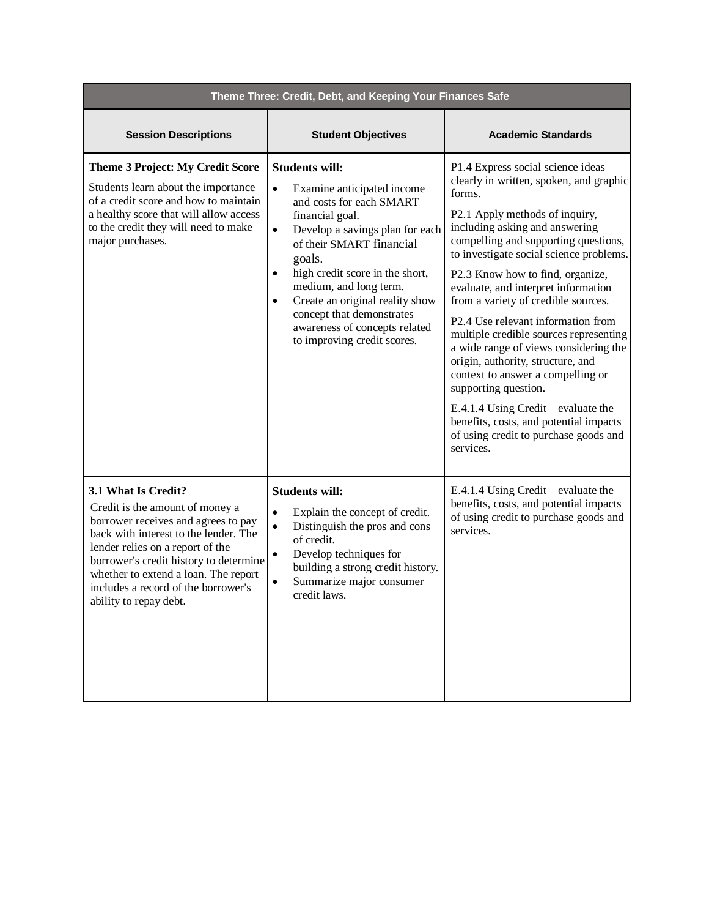| Theme Three: Credit, Debt, and Keeping Your Finances Safe | | |
|---|---|---|
| **Session Descriptions** | **Student Objectives** | **Academic Standards** |
| **Theme 3 Project: My Credit Score**<br>Students learn about the importance of a credit score and how to maintain a healthy score that will allow access to the credit they will need to make major purchases. | **Students will:**<br>• Examine anticipated income and costs for each SMART financial goal.<br>• Develop a savings plan for each of their SMART financial goals.<br>• high credit score in the short, medium, and long term.<br>• Create an original reality show concept that demonstrates awareness of concepts related to improving credit scores. | P1.4 Express social science ideas clearly in written, spoken, and graphic forms.<br>P2.1 Apply methods of inquiry, including asking and answering compelling and supporting questions, to investigate social science problems.<br>P2.3 Know how to find, organize, evaluate, and interpret information from a variety of credible sources.<br>P2.4 Use relevant information from multiple credible sources representing a wide range of views considering the origin, authority, structure, and context to answer a compelling or supporting question.<br>E.4.1.4 Using Credit – evaluate the benefits, costs, and potential impacts of using credit to purchase goods and services. |
| **3.1 What Is Credit?**<br>Credit is the amount of money a borrower receives and agrees to pay back with interest to the lender. The lender relies on a report of the borrower's credit history to determine whether to extend a loan. The report includes a record of the borrower's ability to repay debt. | **Students will:**<br>• Explain the concept of credit.<br>• Distinguish the pros and cons of credit.<br>• Develop techniques for building a strong credit history.<br>• Summarize major consumer credit laws. | E.4.1.4 Using Credit – evaluate the benefits, costs, and potential impacts of using credit to purchase goods and services. |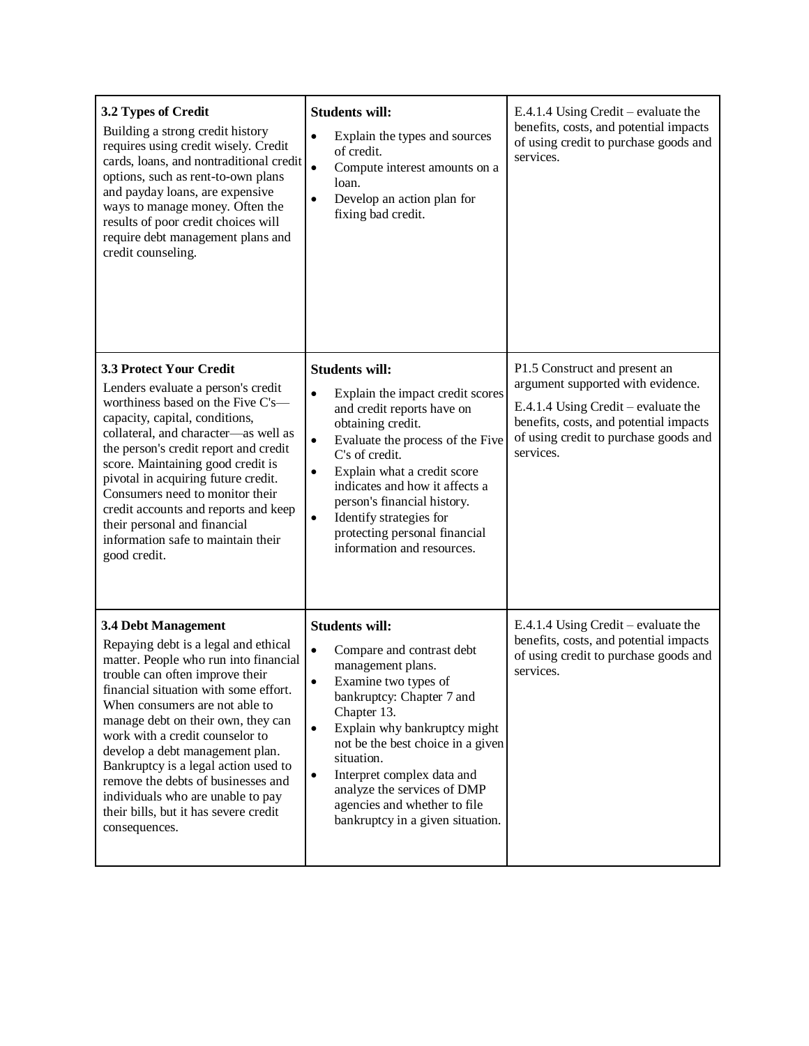| | | |
|---|---|---|
| **3.2 Types of Credit**<br>Building a strong credit history requires using credit wisely. Credit cards, loans, and nontraditional credit options, such as rent-to-own plans and payday loans, are expensive ways to manage money. Often the results of poor credit choices will require debt management plans and credit counseling. | **Students will:**<br>• Explain the types and sources of credit.<br>• Compute interest amounts on a loan.<br>• Develop an action plan for fixing bad credit. | E.4.1.4 Using Credit – evaluate the benefits, costs, and potential impacts of using credit to purchase goods and services. |
| **3.3 Protect Your Credit**<br>Lenders evaluate a person's credit worthiness based on the Five C's—capacity, capital, conditions, collateral, and character—as well as the person's credit report and credit score. Maintaining good credit is pivotal in acquiring future credit. Consumers need to monitor their credit accounts and reports and keep their personal and financial information safe to maintain their good credit. | **Students will:**<br>• Explain the impact credit scores and credit reports have on obtaining credit.<br>• Evaluate the process of the Five C's of credit.<br>• Explain what a credit score indicates and how it affects a person's financial history.<br>• Identify strategies for protecting personal financial information and resources. | P1.5 Construct and present an argument supported with evidence.<br>E.4.1.4 Using Credit – evaluate the benefits, costs, and potential impacts of using credit to purchase goods and services. |
| **3.4 Debt Management**<br>Repaying debt is a legal and ethical matter. People who run into financial trouble can often improve their financial situation with some effort. When consumers are not able to manage debt on their own, they can work with a credit counselor to develop a debt management plan. Bankruptcy is a legal action used to remove the debts of businesses and individuals who are unable to pay their bills, but it has severe credit consequences. | **Students will:**<br>• Compare and contrast debt management plans.<br>• Examine two types of bankruptcy: Chapter 7 and Chapter 13.<br>• Explain why bankruptcy might not be the best choice in a given situation.<br>• Interpret complex data and analyze the services of DMP agencies and whether to file bankruptcy in a given situation. | E.4.1.4 Using Credit – evaluate the benefits, costs, and potential impacts of using credit to purchase goods and services. |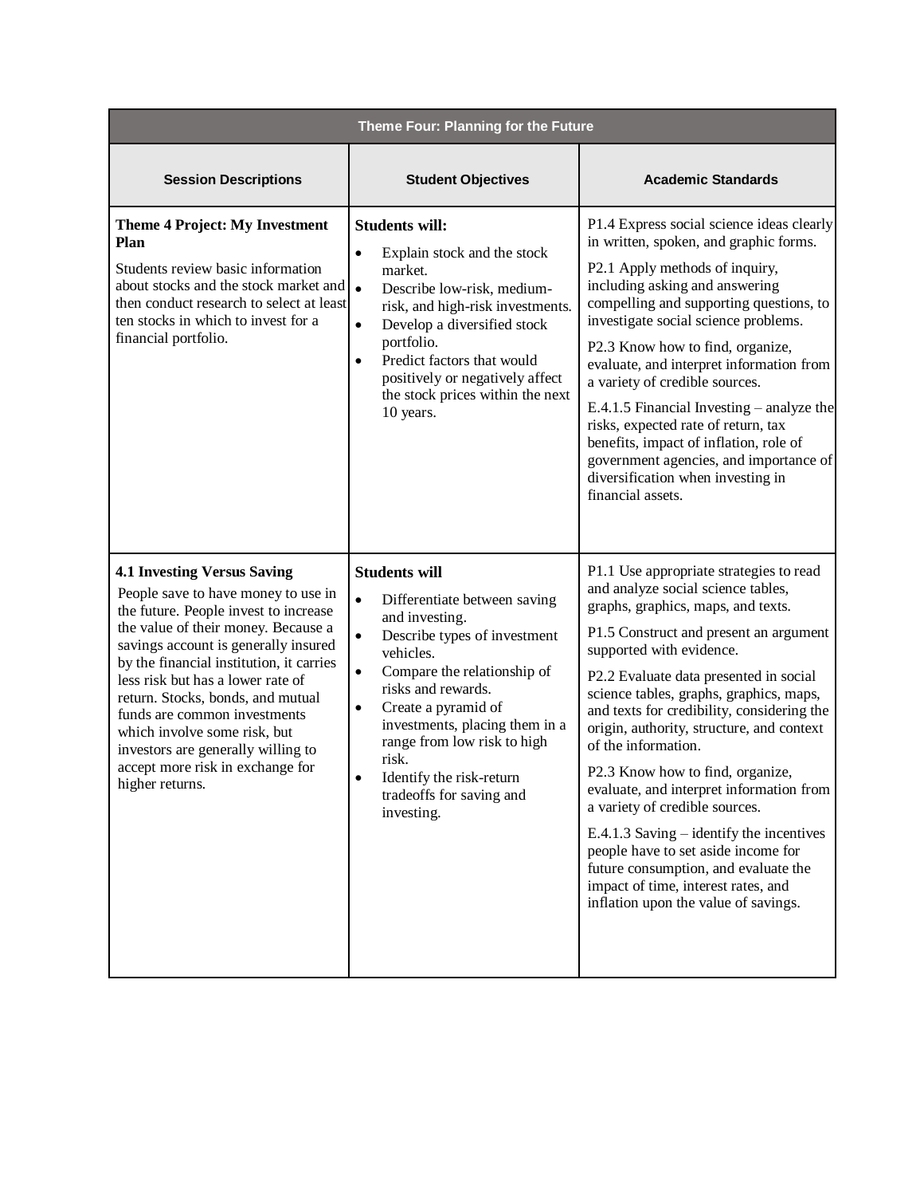| Theme Four: Planning for the Future | | |
|---|---|---|
| **Session Descriptions** | **Student Objectives** | **Academic Standards** |
| **Theme 4 Project: My Investment Plan**<br>Students review basic information about stocks and the stock market and then conduct research to select at least ten stocks in which to invest for a financial portfolio. | **Students will:**<br>• Explain stock and the stock market.<br>• Describe low-risk, medium-risk, and high-risk investments.<br>• Develop a diversified stock portfolio.<br>• Predict factors that would positively or negatively affect the stock prices within the next 10 years. | P1.4 Express social science ideas clearly in written, spoken, and graphic forms.<br>P2.1 Apply methods of inquiry, including asking and answering compelling and supporting questions, to investigate social science problems.<br>P2.3 Know how to find, organize, evaluate, and interpret information from a variety of credible sources.<br>E.4.1.5 Financial Investing – analyze the risks, expected rate of return, tax benefits, impact of inflation, role of government agencies, and importance of diversification when investing in financial assets. |
| **4.1 Investing Versus Saving**<br>People save to have money to use in the future. People invest to increase the value of their money. Because a savings account is generally insured by the financial institution, it carries less risk but has a lower rate of return. Stocks, bonds, and mutual funds are common investments which involve some risk, but investors are generally willing to accept more risk in exchange for higher returns. | **Students will**<br>• Differentiate between saving and investing.<br>• Describe types of investment vehicles.<br>• Compare the relationship of risks and rewards.<br>• Create a pyramid of investments, placing them in a range from low risk to high risk.<br>• Identify the risk-return tradeoffs for saving and investing. | P1.1 Use appropriate strategies to read and analyze social science tables, graphs, graphics, maps, and texts.<br>P1.5 Construct and present an argument supported with evidence.<br>P2.2 Evaluate data presented in social science tables, graphs, graphics, maps, and texts for credibility, considering the origin, authority, structure, and context of the information.<br>P2.3 Know how to find, organize, evaluate, and interpret information from a variety of credible sources.<br>E.4.1.3 Saving – identify the incentives people have to set aside income for future consumption, and evaluate the impact of time, interest rates, and inflation upon the value of savings. |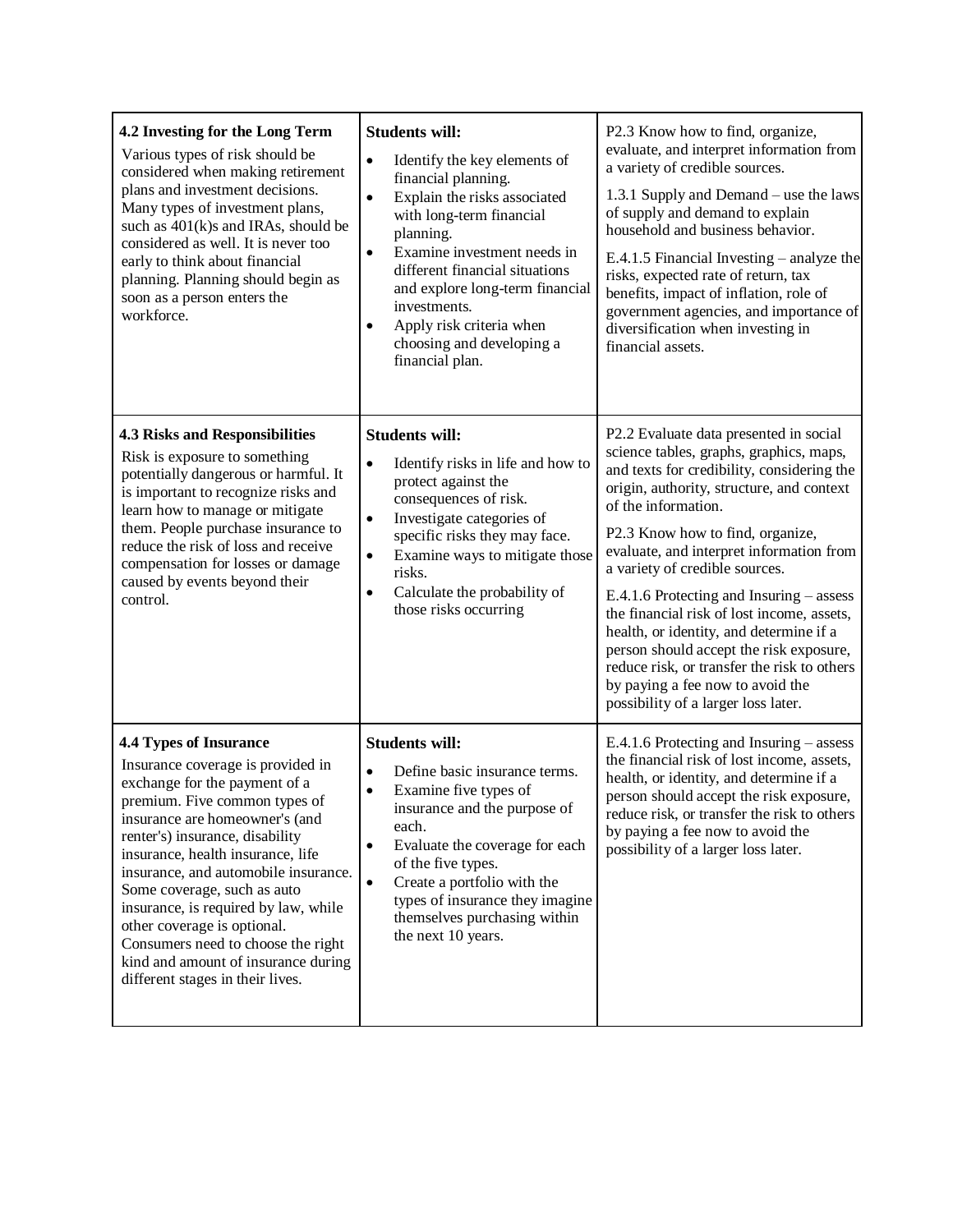| | | |
|---|---|---|
| **4.2 Investing for the Long Term**<br>Various types of risk should be considered when making retirement plans and investment decisions. Many types of investment plans, such as 401(k)s and IRAs, should be considered as well. It is never too early to think about financial planning. Planning should begin as soon as a person enters the workforce. | **Students will:**<br>• Identify the key elements of financial planning.<br>• Explain the risks associated with long-term financial planning.<br>• Examine investment needs in different financial situations and explore long-term financial investments.<br>• Apply risk criteria when choosing and developing a financial plan. | P2.3 Know how to find, organize, evaluate, and interpret information from a variety of credible sources.<br>1.3.1 Supply and Demand – use the laws of supply and demand to explain household and business behavior.<br>E.4.1.5 Financial Investing – analyze the risks, expected rate of return, tax benefits, impact of inflation, role of government agencies, and importance of diversification when investing in financial assets. |
| **4.3 Risks and Responsibilities**<br>Risk is exposure to something potentially dangerous or harmful. It is important to recognize risks and learn how to manage or mitigate them. People purchase insurance to reduce the risk of loss and receive compensation for losses or damage caused by events beyond their control. | **Students will:**<br>• Identify risks in life and how to protect against the consequences of risk.<br>• Investigate categories of specific risks they may face.<br>• Examine ways to mitigate those risks.<br>• Calculate the probability of those risks occurring | P2.2 Evaluate data presented in social science tables, graphs, graphics, maps, and texts for credibility, considering the origin, authority, structure, and context of the information.<br>P2.3 Know how to find, organize, evaluate, and interpret information from a variety of credible sources.<br>E.4.1.6 Protecting and Insuring – assess the financial risk of lost income, assets, health, or identity, and determine if a person should accept the risk exposure, reduce risk, or transfer the risk to others by paying a fee now to avoid the possibility of a larger loss later. |
| **4.4 Types of Insurance**<br>Insurance coverage is provided in exchange for the payment of a premium. Five common types of insurance are homeowner's (and renter's) insurance, disability insurance, health insurance, life insurance, and automobile insurance. Some coverage, such as auto insurance, is required by law, while other coverage is optional. Consumers need to choose the right kind and amount of insurance during different stages in their lives. | **Students will:**<br>• Define basic insurance terms.<br>• Examine five types of insurance and the purpose of each.<br>• Evaluate the coverage for each of the five types.<br>• Create a portfolio with the types of insurance they imagine themselves purchasing within the next 10 years. | E.4.1.6 Protecting and Insuring – assess the financial risk of lost income, assets, health, or identity, and determine if a person should accept the risk exposure, reduce risk, or transfer the risk to others by paying a fee now to avoid the possibility of a larger loss later. |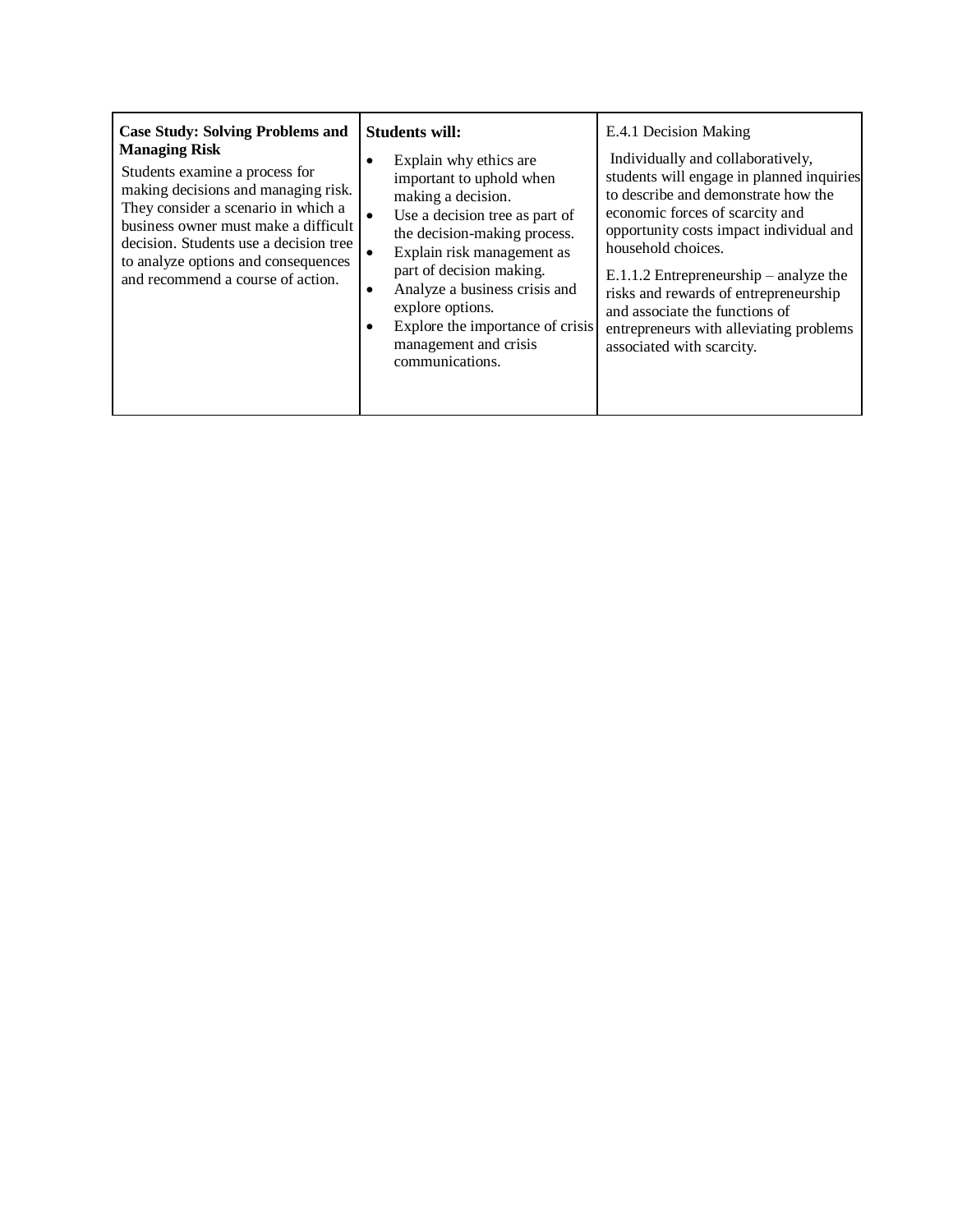| | | |
|---|---|---|
| **Case Study: Solving Problems and Managing Risk**<br>Students examine a process for making decisions and managing risk. They consider a scenario in which a business owner must make a difficult decision. Students use a decision tree to analyze options and consequences and recommend a course of action. | **Students will:**<br>• Explain why ethics are important to uphold when making a decision.<br>• Use a decision tree as part of the decision-making process.<br>• Explain risk management as part of decision making.<br>• Analyze a business crisis and explore options.<br>• Explore the importance of crisis management and crisis communications. | E.4.1 Decision Making<br>Individually and collaboratively, students will engage in planned inquiries to describe and demonstrate how the economic forces of scarcity and opportunity costs impact individual and household choices.<br>E.1.1.2 Entrepreneurship – analyze the risks and rewards of entrepreneurship and associate the functions of entrepreneurs with alleviating problems associated with scarcity. |